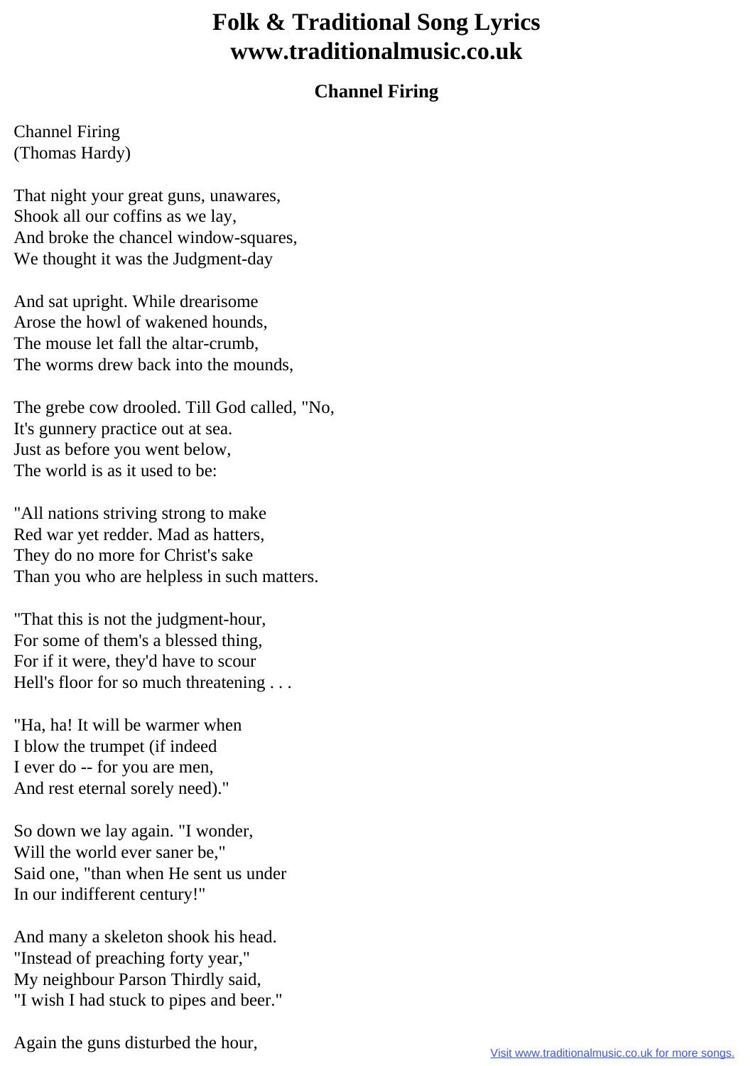# Folk & Traditional Song Lyrics
# www.traditionalmusic.co.uk

### Channel Firing

Channel Firing
(Thomas Hardy)

That night your great guns, unawares,
Shook all our coffins as we lay,
And broke the chancel window-squares,
We thought it was the Judgment-day

And sat upright. While drearisome
Arose the howl of wakened hounds,
The mouse let fall the altar-crumb,
The worms drew back into the mounds,

The grebe cow drooled. Till God called, "No,
It's gunnery practice out at sea.
Just as before you went below,
The world is as it used to be:

"All nations striving strong to make
Red war yet redder. Mad as hatters,
They do no more for Christ's sake
Than you who are helpless in such matters.

"That this is not the judgment-hour,
For some of them's a blessed thing,
For if it were, they'd have to scour
Hell's floor for so much threatening . . .

"Ha, ha! It will be warmer when
I blow the trumpet (if indeed
I ever do -- for you are men,
And rest eternal sorely need)."

So down we lay again. "I wonder,
Will the world ever saner be,"
Said one, "than when He sent us under
In our indifferent century!"

And many a skeleton shook his head.
"Instead of preaching forty year,"
My neighbour Parson Thirdly said,
"I wish I had stuck to pipes and beer."

Again the guns disturbed the hour,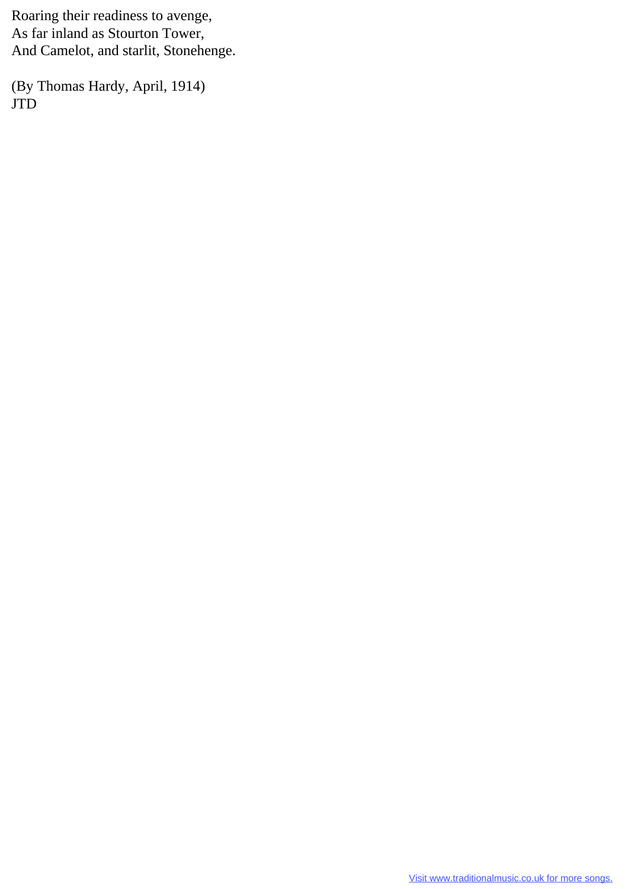Roaring their readiness to avenge,
As far inland as Stourton Tower,
And Camelot, and starlit, Stonehenge.

(By Thomas Hardy, April, 1914)
JTD

Visit www.traditionalmusic.co.uk for more songs.